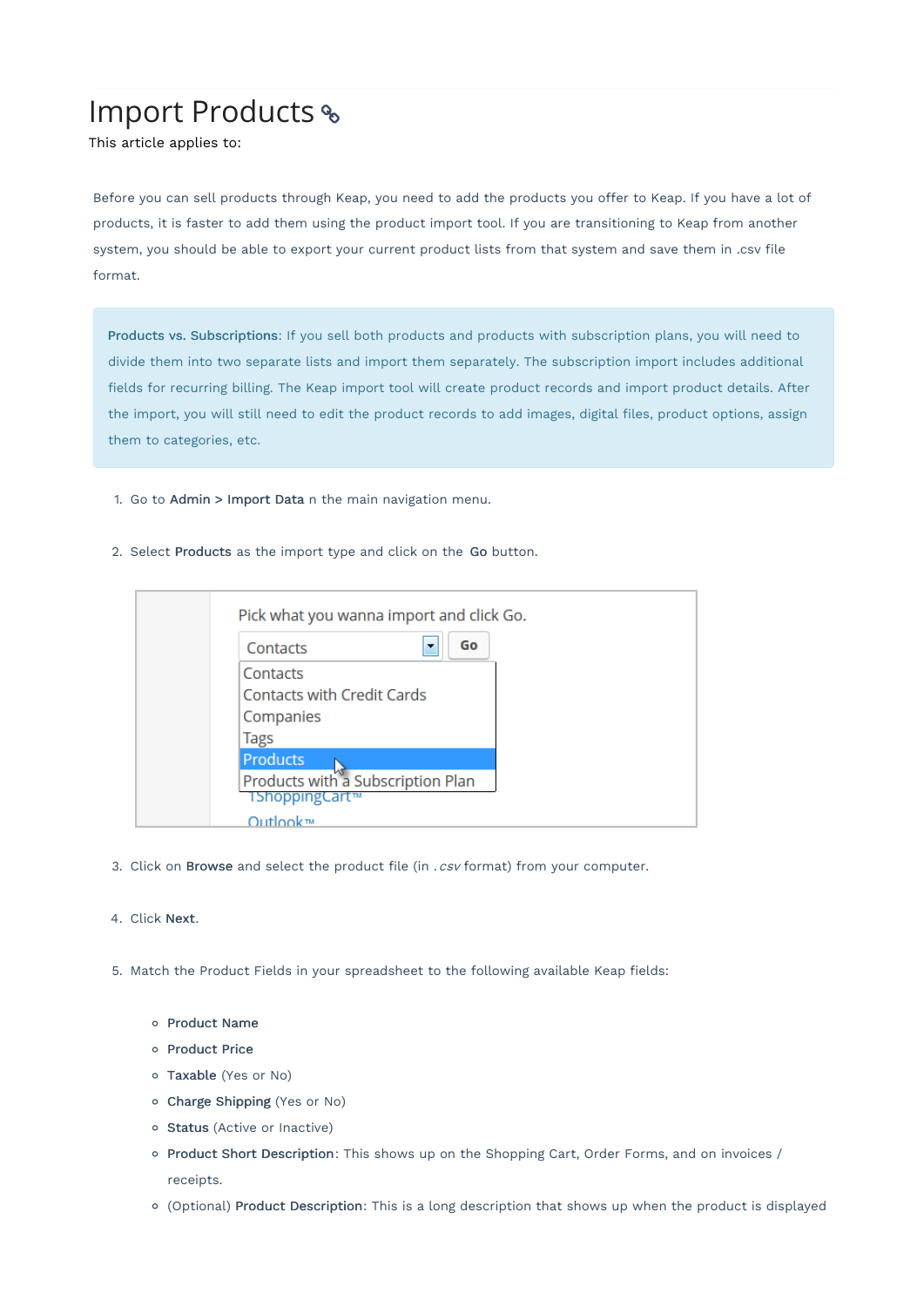# Import Products

This article applies to:

Before you can sell products through Keap, you need to add the products you offer to Keap. If you have a lot of products, it is faster to add them using the product import tool. If you are transitioning to Keap from another system, you should be able to export your current product lists from that system and save them in .csv file format.

> **Products vs. Subscriptions**: If you sell both products and products with subscription plans, you will need to divide them into two separate lists and import them separately. The subscription import includes additional fields for recurring billing. The Keap import tool will create product records and import product details. After the import, you will still need to edit the product records to add images, digital files, product options, assign them to categories, etc.

1. Go to **Admin > Import Data** n the main navigation menu.
2. Select **Products** as the import type and click on the **Go** button.
3. Click on **Browse** and select the product file (in *.csv* format) from your computer.
4. Click **Next**.
5. Match the Product Fields in your spreadsheet to the following available Keap fields:
   - **Product Name**
   - **Product Price**
   - **Taxable** (Yes or No)
   - **Charge Shipping** (Yes or No)
   - **Status** (Active or Inactive)
   - **Product Short Description**: This shows up on the Shopping Cart, Order Forms, and on invoices / receipts.
   - (Optional) **Product Description**: This is a long description that shows up when the product is displayed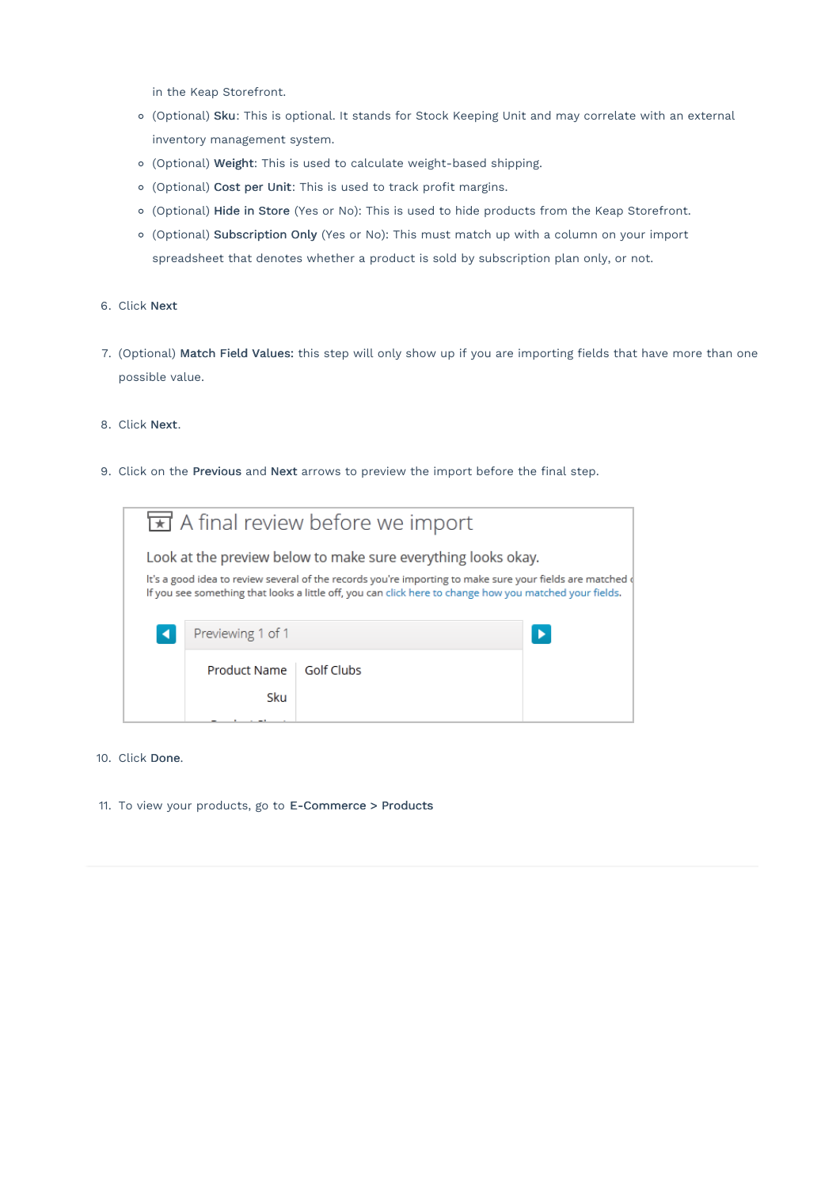in the Keap Storefront.

- (Optional) **Sku**: This is optional. It stands for Stock Keeping Unit and may correlate with an external inventory management system.
- (Optional) **Weight**: This is used to calculate weight-based shipping.
- (Optional) **Cost per Unit**: This is used to track profit margins.
- (Optional) **Hide in Store** (Yes or No): This is used to hide products from the Keap Storefront.
- (Optional) **Subscription Only** (Yes or No): This must match up with a column on your import spreadsheet that denotes whether a product is sold by subscription plan only, or not.

6. Click **Next**

7. (Optional) **Match Field Values:** this step will only show up if you are importing fields that have more than one possible value.

8. Click **Next**.

9. Click on the **Previous** and **Next** arrows to preview the import before the final step.

A final review before we import

Look at the preview below to make sure everything looks okay.

It's a good idea to review several of the records you're importing to make sure your fields are matched
If you see something that looks a little off, you can click here to change how you matched your fields.

Previewing 1 of 1

| | |
|---|---|
| Product Name | Golf Clubs |
| Sku | |

10. Click **Done**.

11. To view your products, go to **E-Commerce > Products**